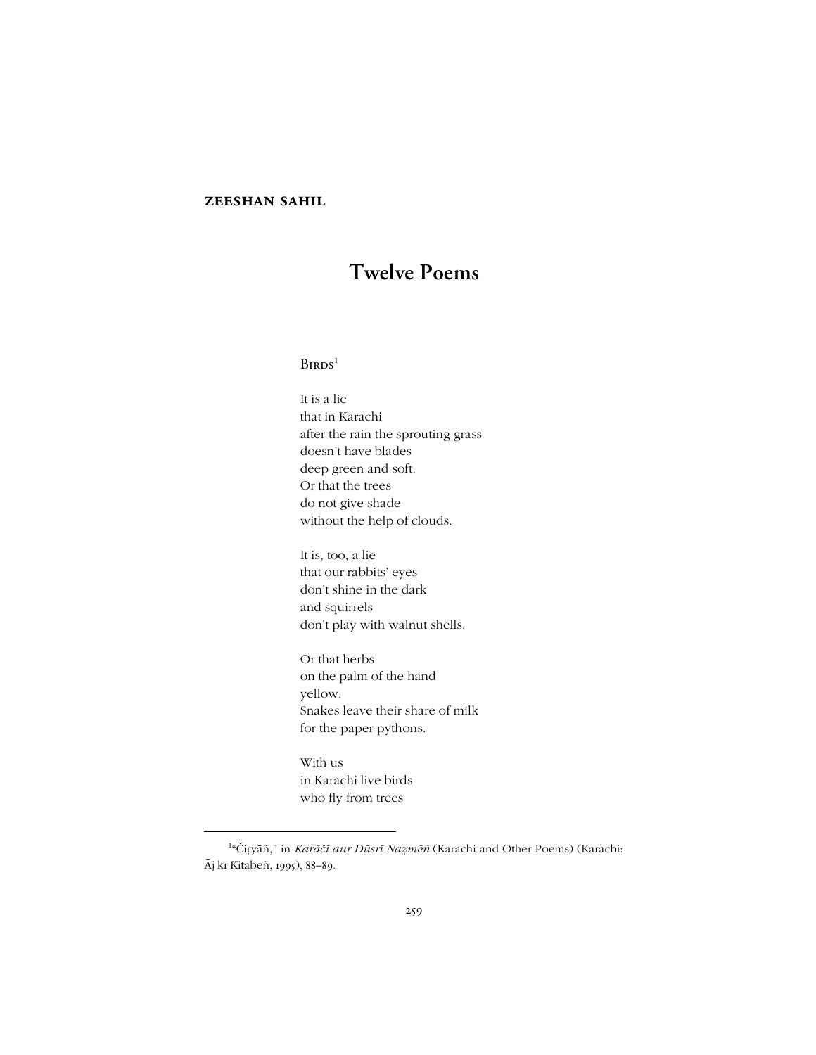**ZEESHAN SAHIL**

# Twelve Poems

## Birds[1]

It is a lie
that in Karachi
after the rain the sprouting grass
doesn't have blades
deep green and soft.
Or that the trees
do not give shade
without the help of clouds.

It is, too, a lie
that our rabbits' eyes
don't shine in the dark
and squirrels
don't play with walnut shells.

Or that herbs
on the palm of the hand
yellow.
Snakes leave their share of milk
for the paper pythons.

With us
in Karachi live birds
who fly from trees

---

[1]"Čiṛyāñ," in *Karāčī aur Dūsrī Naẓmēñ* (Karachi and Other Poems) (Karachi: Āj kī Kitābēñ, 1995), 88–89.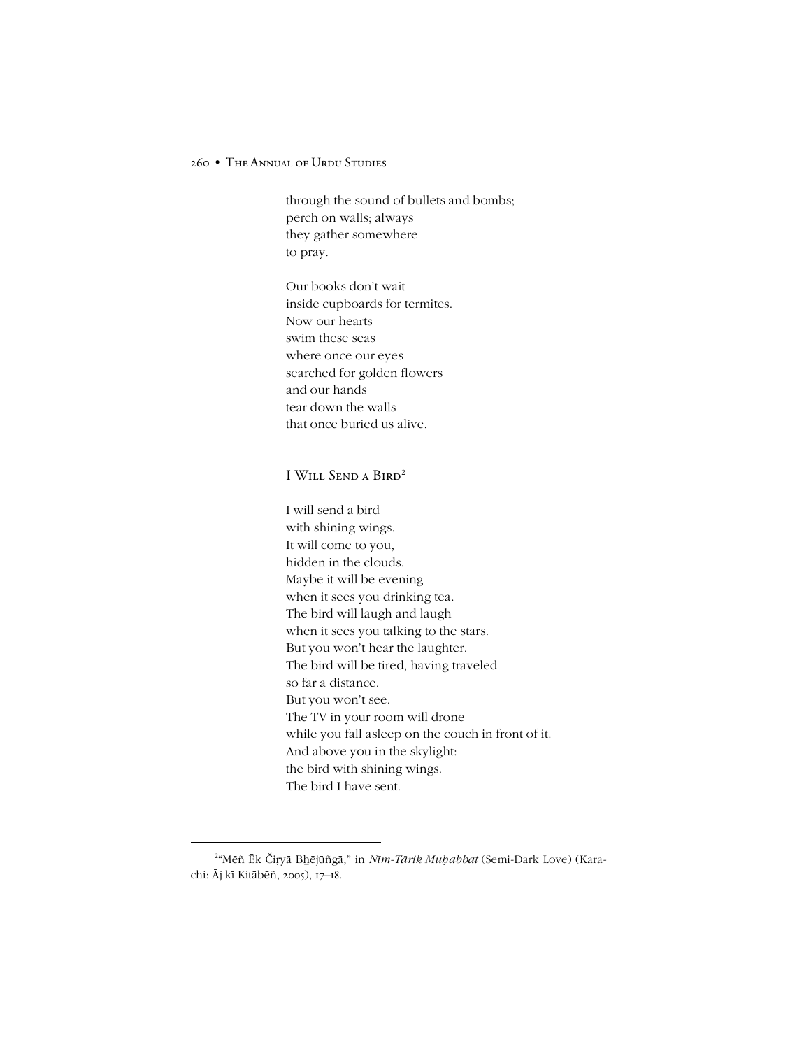through the sound of bullets and bombs;
perch on walls; always
they gather somewhere
to pray.

Our books don't wait
inside cupboards for termites.
Now our hearts
swim these seas
where once our eyes
searched for golden flowers
and our hands
tear down the walls
that once buried us alive.

## I Will Send a Bird[2]

I will send a bird
with shining wings.
It will come to you,
hidden in the clouds.
Maybe it will be evening
when it sees you drinking tea.
The bird will laugh and laugh
when it sees you talking to the stars.
But you won't hear the laughter.
The bird will be tired, having traveled
so far a distance.
But you won't see.
The TV in your room will drone
while you fall asleep on the couch in front of it.
And above you in the skylight:
the bird with shining wings.
The bird I have sent.

---

[2]"Mēñ Ēk Čiṛyā Bẖējūñgā," in *Nīm-Tārīk Muḥabbat* (Semi-Dark Love) (Karachi: Āj kī Kitābēñ, 2005), 17–18.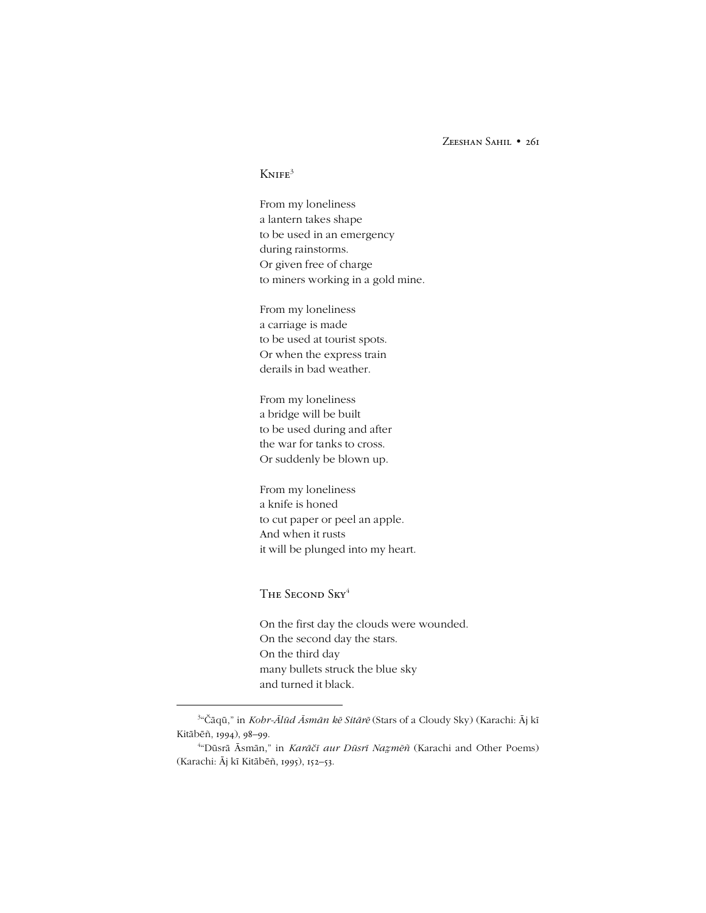## Knife[3]

From my loneliness  
a lantern takes shape  
to be used in an emergency  
during rainstorms.  
Or given free of charge  
to miners working in a gold mine.

From my loneliness  
a carriage is made  
to be used at tourist spots.  
Or when the express train  
derails in bad weather.

From my loneliness  
a bridge will be built  
to be used during and after  
the war for tanks to cross.  
Or suddenly be blown up.

From my loneliness  
a knife is honed  
to cut paper or peel an apple.  
And when it rusts  
it will be plunged into my heart.

## The Second Sky[4]

On the first day the clouds were wounded.  
On the second day the stars.  
On the third day  
many bullets struck the blue sky  
and turned it black.

---

[3]"Čāqū," in *Kohr-Ālūd Āsmān kē Sitārē* (Stars of a Cloudy Sky) (Karachi: Āj kī Kitābēñ, 1994), 98–99.

[4]"Dūsrā Āsmān," in *Karāčī aur Dūsrī Naz̤mēñ* (Karachi and Other Poems) (Karachi: Āj kī Kitābēñ, 1995), 152–53.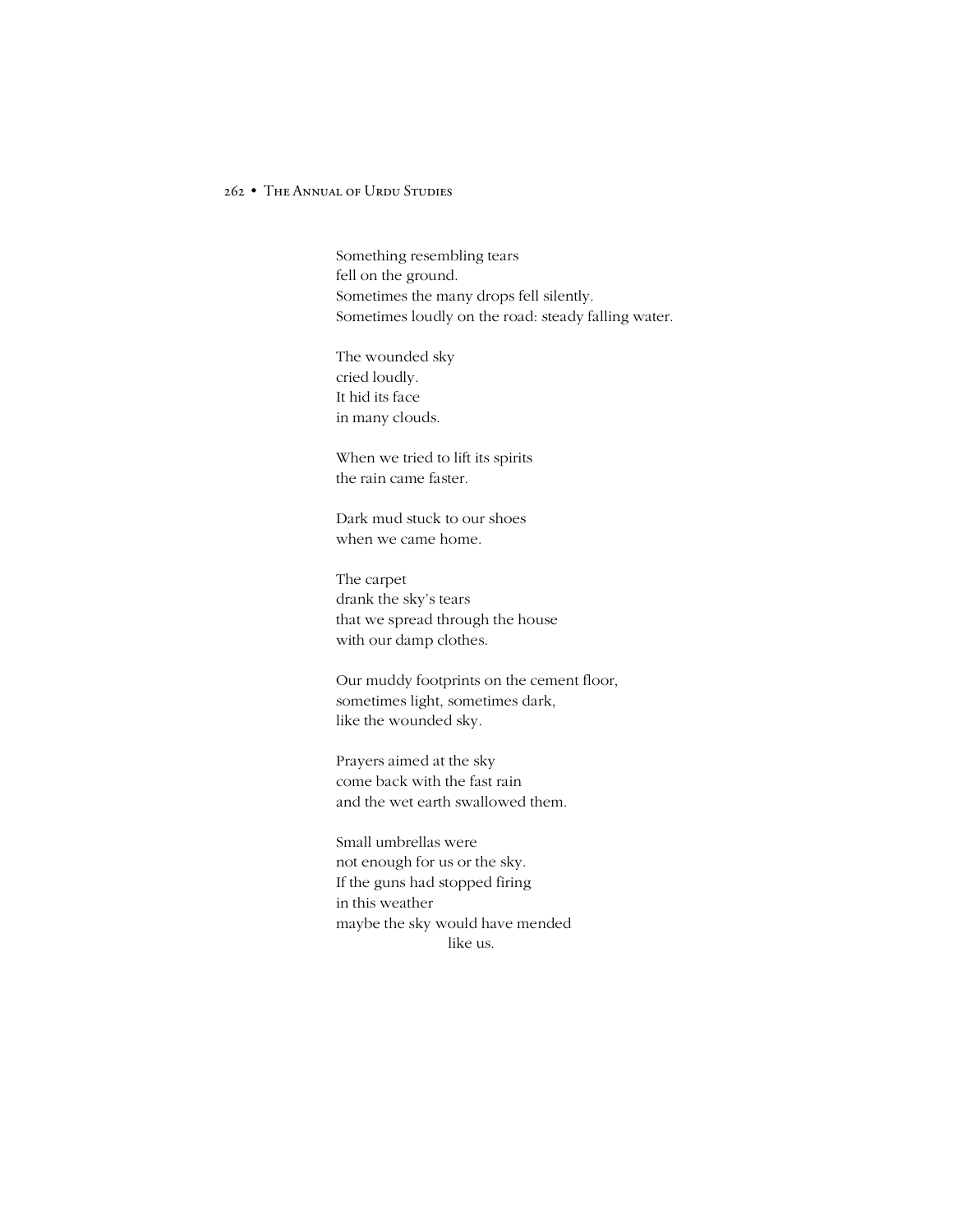Something resembling tears
fell on the ground.
Sometimes the many drops fell silently.
Sometimes loudly on the road: steady falling water.

The wounded sky
cried loudly.
It hid its face
in many clouds.

When we tried to lift its spirits
the rain came faster.

Dark mud stuck to our shoes
when we came home.

The carpet
drank the sky's tears
that we spread through the house
with our damp clothes.

Our muddy footprints on the cement floor,
sometimes light, sometimes dark,
like the wounded sky.

Prayers aimed at the sky
come back with the fast rain
and the wet earth swallowed them.

Small umbrellas were
not enough for us or the sky.
If the guns had stopped firing
in this weather
maybe the sky would have mended
like us.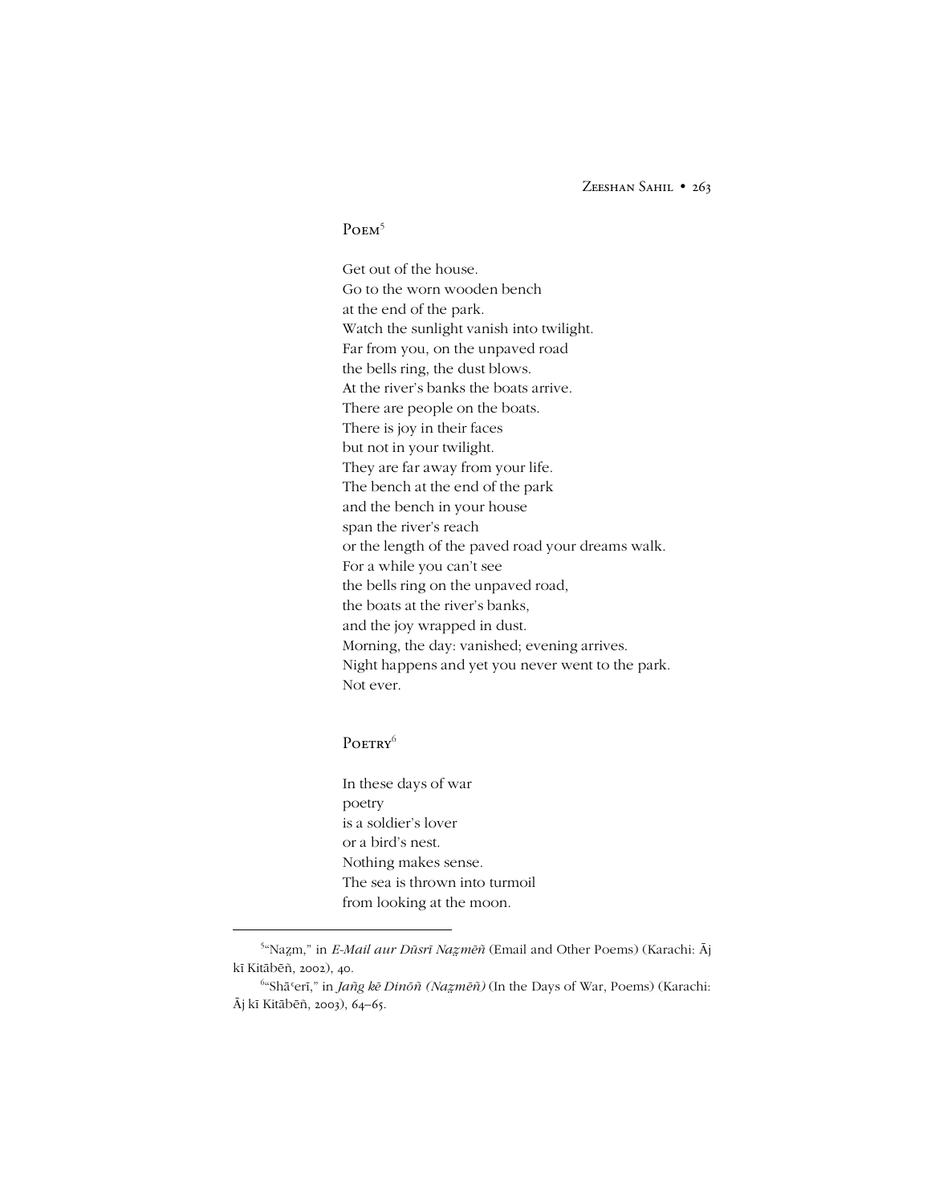## Poem[5]

Get out of the house.  
Go to the worn wooden bench  
at the end of the park.  
Watch the sunlight vanish into twilight.  
Far from you, on the unpaved road  
the bells ring, the dust blows.  
At the river's banks the boats arrive.  
There are people on the boats.  
There is joy in their faces  
but not in your twilight.  
They are far away from your life.  
The bench at the end of the park  
and the bench in your house  
span the river's reach  
or the length of the paved road your dreams walk.  
For a while you can't see  
the bells ring on the unpaved road,  
the boats at the river's banks,  
and the joy wrapped in dust.  
Morning, the day: vanished; evening arrives.  
Night happens and yet you never went to the park.  
Not ever.

## Poetry[6]

In these days of war  
poetry  
is a soldier's lover  
or a bird's nest.  
Nothing makes sense.  
The sea is thrown into turmoil  
from looking at the moon.

---

[5] "Naẓm," in *E-Mail aur Dūsrī Naẓmēñ* (Email and Other Poems) (Karachi: Āj kī Kitābēñ, 2002), 40.

[6] "Shāʿerī," in *Jañg kē Dinōñ (Naẓmēñ)* (In the Days of War, Poems) (Karachi: Āj kī Kitābēñ, 2003), 64–65.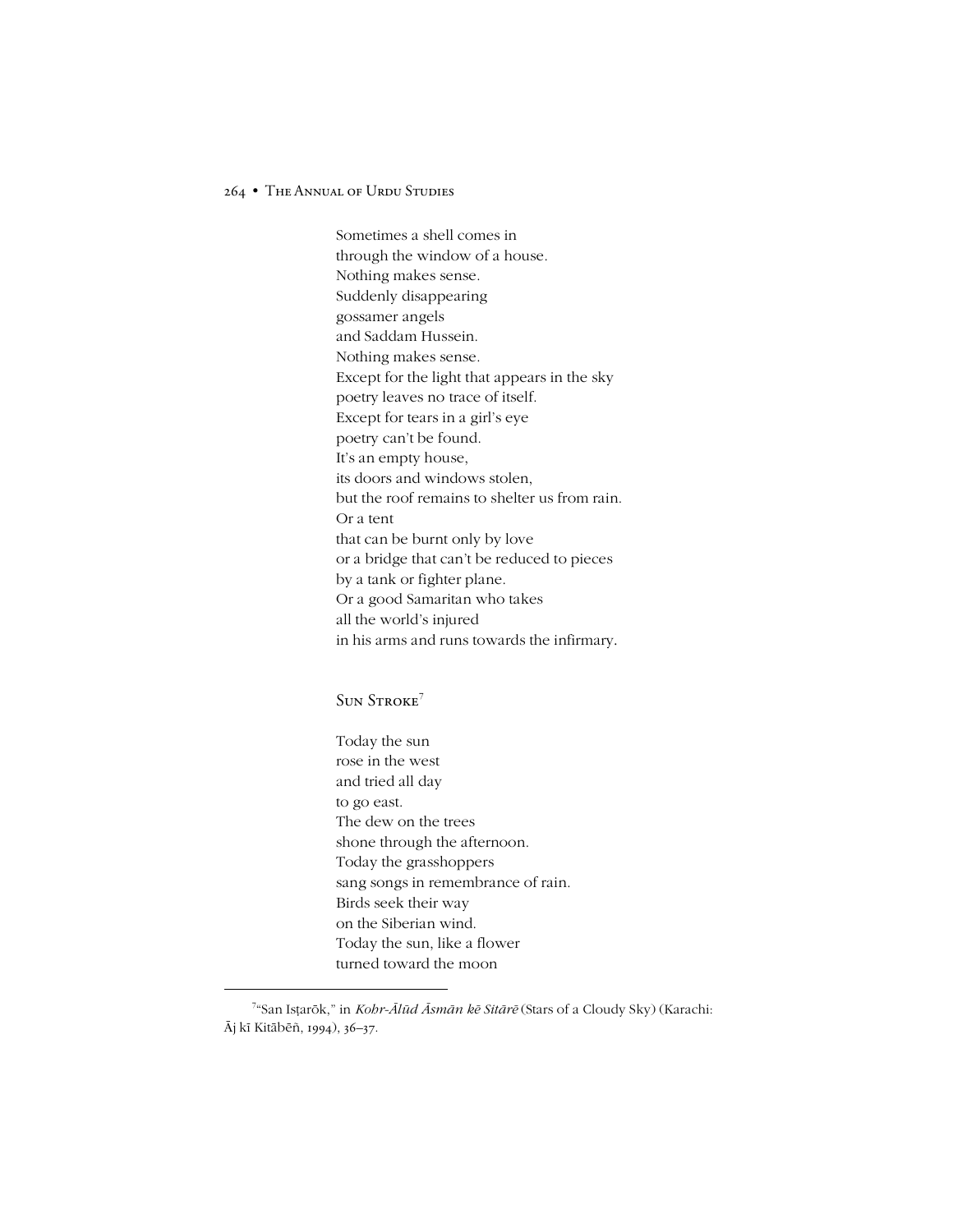Sometimes a shell comes in
through the window of a house.
Nothing makes sense.
Suddenly disappearing
gossamer angels
and Saddam Hussein.
Nothing makes sense.
Except for the light that appears in the sky
poetry leaves no trace of itself.
Except for tears in a girl's eye
poetry can't be found.
It's an empty house,
its doors and windows stolen,
but the roof remains to shelter us from rain.
Or a tent
that can be burnt only by love
or a bridge that can't be reduced to pieces
by a tank or fighter plane.
Or a good Samaritan who takes
all the world's injured
in his arms and runs towards the infirmary.

## Sun Stroke[7]

Today the sun
rose in the west
and tried all day
to go east.
The dew on the trees
shone through the afternoon.
Today the grasshoppers
sang songs in remembrance of rain.
Birds seek their way
on the Siberian wind.
Today the sun, like a flower
turned toward the moon

---

[7]"San Isṭarōk," in *Kohr-Ālūd Āsmān kē Sitārē* (Stars of a Cloudy Sky) (Karachi: Āj kī Kitābēñ, 1994), 36–37.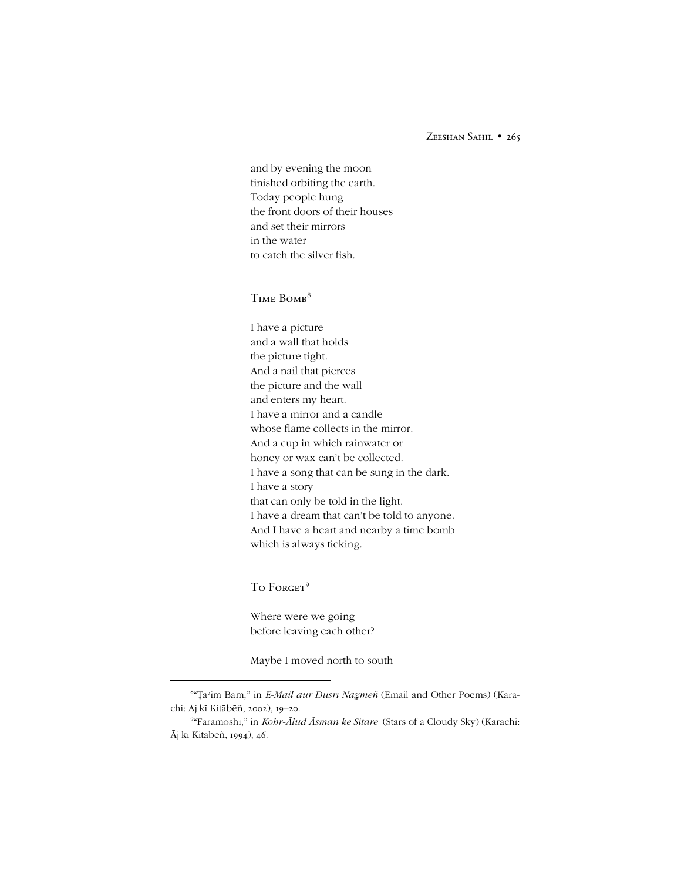and by evening the moon  
finished orbiting the earth.  
Today people hung  
the front doors of their houses  
and set their mirrors  
in the water  
to catch the silver fish.

## Time Bomb[8]

I have a picture  
and a wall that holds  
the picture tight.  
And a nail that pierces  
the picture and the wall  
and enters my heart.  
I have a mirror and a candle  
whose flame collects in the mirror.  
And a cup in which rainwater or  
honey or wax can't be collected.  
I have a song that can be sung in the dark.  
I have a story  
that can only be told in the light.  
I have a dream that can't be told to anyone.  
And I have a heart and nearby a time bomb  
which is always ticking.

## To Forget[9]

Where were we going  
before leaving each other?

Maybe I moved north to south

---

[8] "Ṭā'im Bam," in *E-Mail aur Dūsrī Naẓmēñ* (Email and Other Poems) (Karachi: Āj kī Kitābēñ, 2002), 19–20.

[9] "Farāmōshī," in *Kohr-Ālūd Āsmān kē Sitārē* (Stars of a Cloudy Sky) (Karachi: Āj kī Kitābēñ, 1994), 46.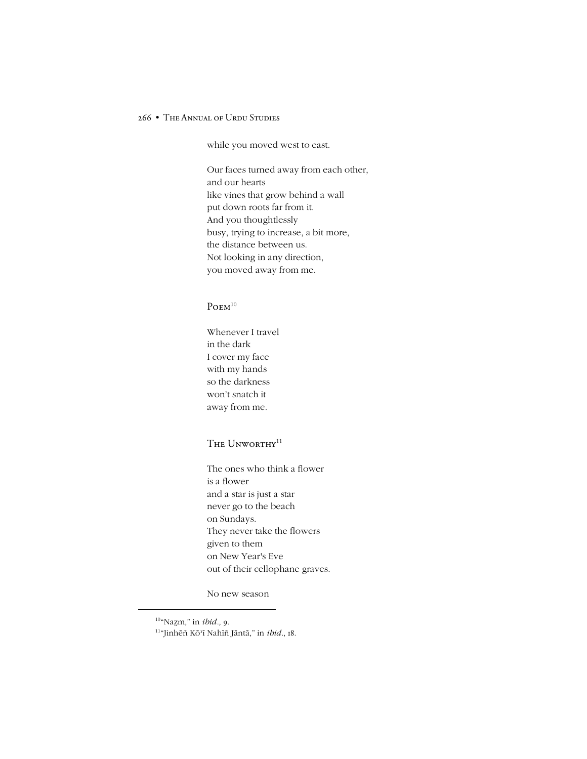while you moved west to east.

Our faces turned away from each other,
and our hearts
like vines that grow behind a wall
put down roots far from it.
And you thoughtlessly
busy, trying to increase, a bit more,
the distance between us.
Not looking in any direction,
you moved away from me.

### Poem[10]

Whenever I travel
in the dark
I cover my face
with my hands
so the darkness
won't snatch it
away from me.

### The Unworthy[11]

The ones who think a flower
is a flower
and a star is just a star
never go to the beach
on Sundays.
They never take the flowers
given to them
on New Year's Eve
out of their cellophane graves.

No new season

---

[10]"Naẓm," in *ibid.*, 9.

[11]"Jinhēñ Kō'ī Nahīñ Jāntā," in *ibid.*, 18.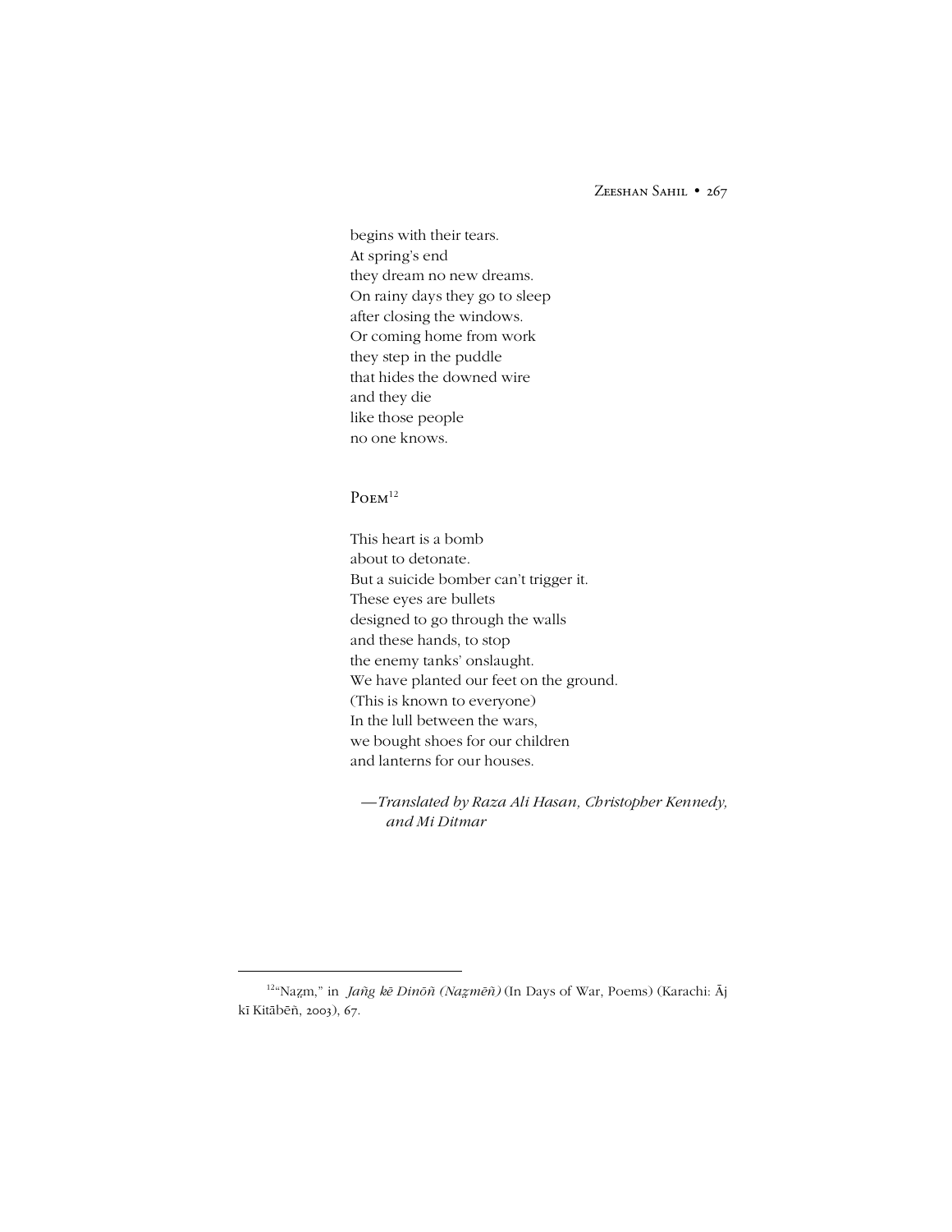begins with their tears.  
At spring's end  
they dream no new dreams.  
On rainy days they go to sleep  
after closing the windows.  
Or coming home from work  
they step in the puddle  
that hides the downed wire  
and they die  
like those people  
no one knows.

## Poem[12]

This heart is a bomb  
about to detonate.  
But a suicide bomber can't trigger it.  
These eyes are bullets  
designed to go through the walls  
and these hands, to stop  
the enemy tanks' onslaught.  
We have planted our feet on the ground.  
(This is known to everyone)  
In the lull between the wars,  
we bought shoes for our children  
and lanterns for our houses.

—*Translated by Raza Ali Hasan, Christopher Kennedy, and Mi Ditmar*

---

[12]"Naẓm," in *Jañg kē Dinōñ (Naẓmēñ)* (In Days of War, Poems) (Karachi: Āj kī Kitābēñ, 2003), 67.